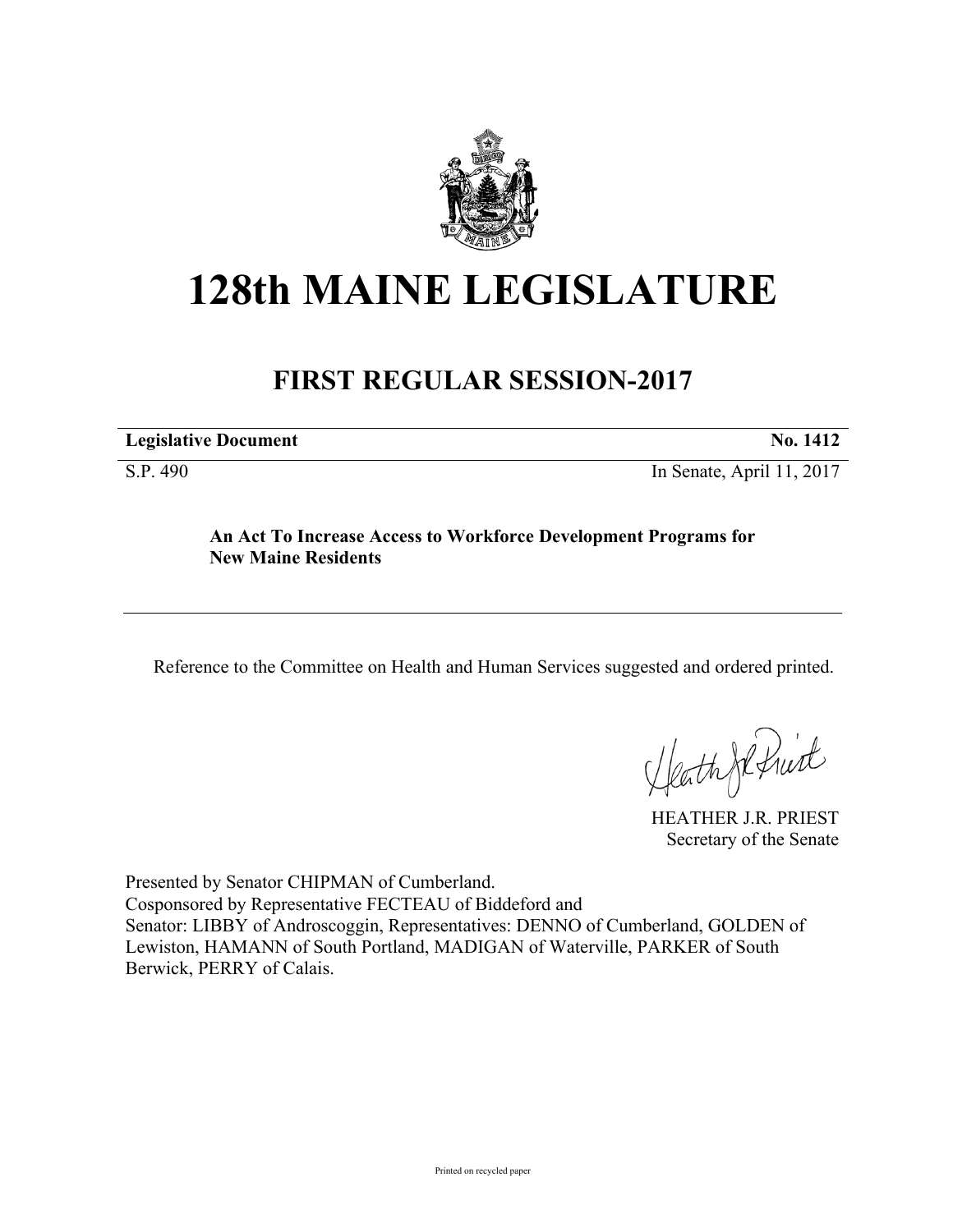# 128th MAINE LEGISLATURE

## FIRST REGULAR SESSION-2017

**Legislative Document** **No. 1412**

S.P. 490 In Senate, April 11, 2017

**An Act To Increase Access to Workforce Development Programs for New Maine Residents**

---

Reference to the Committee on Health and Human Services suggested and ordered printed.

HEATHER J.R. PRIEST
Secretary of the Senate

Presented by Senator CHIPMAN of Cumberland.
Cosponsored by Representative FECTEAU of Biddeford and
Senator: LIBBY of Androscoggin, Representatives: DENNO of Cumberland, GOLDEN of Lewiston, HAMANN of South Portland, MADIGAN of Waterville, PARKER of South Berwick, PERRY of Calais.

Printed on recycled paper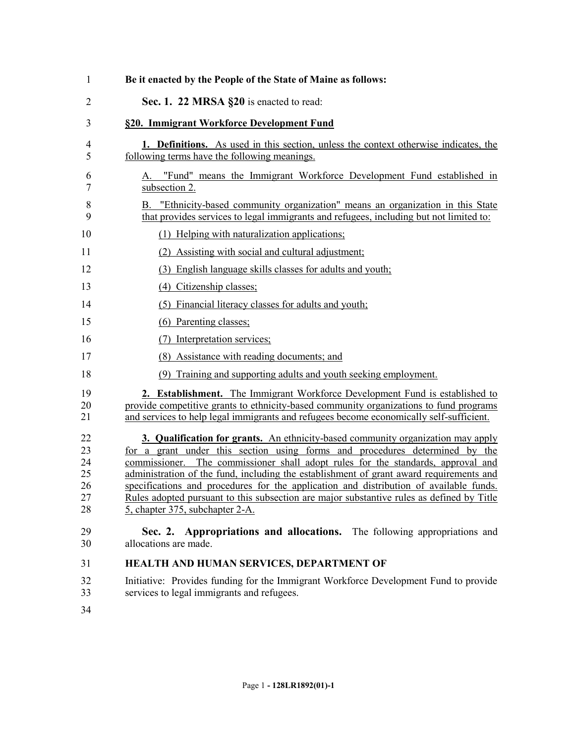**Be it enacted by the People of the State of Maine as follows:**

**Sec. 1. 22 MRSA §20** is enacted to read:

**§20. Immigrant Workforce Development Fund**

**1. Definitions.** As used in this section, unless the context otherwise indicates, the following terms have the following meanings.

A. "Fund" means the Immigrant Workforce Development Fund established in subsection 2.

B. "Ethnicity-based community organization" means an organization in this State that provides services to legal immigrants and refugees, including but not limited to:

(1) Helping with naturalization applications;

(2) Assisting with social and cultural adjustment;

(3) English language skills classes for adults and youth;

(4) Citizenship classes;

(5) Financial literacy classes for adults and youth;

(6) Parenting classes;

(7) Interpretation services;

(8) Assistance with reading documents; and

(9) Training and supporting adults and youth seeking employment.

**2. Establishment.** The Immigrant Workforce Development Fund is established to provide competitive grants to ethnicity-based community organizations to fund programs and services to help legal immigrants and refugees become economically self-sufficient.

**3. Qualification for grants.** An ethnicity-based community organization may apply for a grant under this section using forms and procedures determined by the commissioner. The commissioner shall adopt rules for the standards, approval and administration of the fund, including the establishment of grant award requirements and specifications and procedures for the application and distribution of available funds. Rules adopted pursuant to this subsection are major substantive rules as defined by Title 5, chapter 375, subchapter 2-A.

**Sec. 2. Appropriations and allocations.** The following appropriations and allocations are made.

**HEALTH AND HUMAN SERVICES, DEPARTMENT OF**

Initiative: Provides funding for the Immigrant Workforce Development Fund to provide services to legal immigrants and refugees.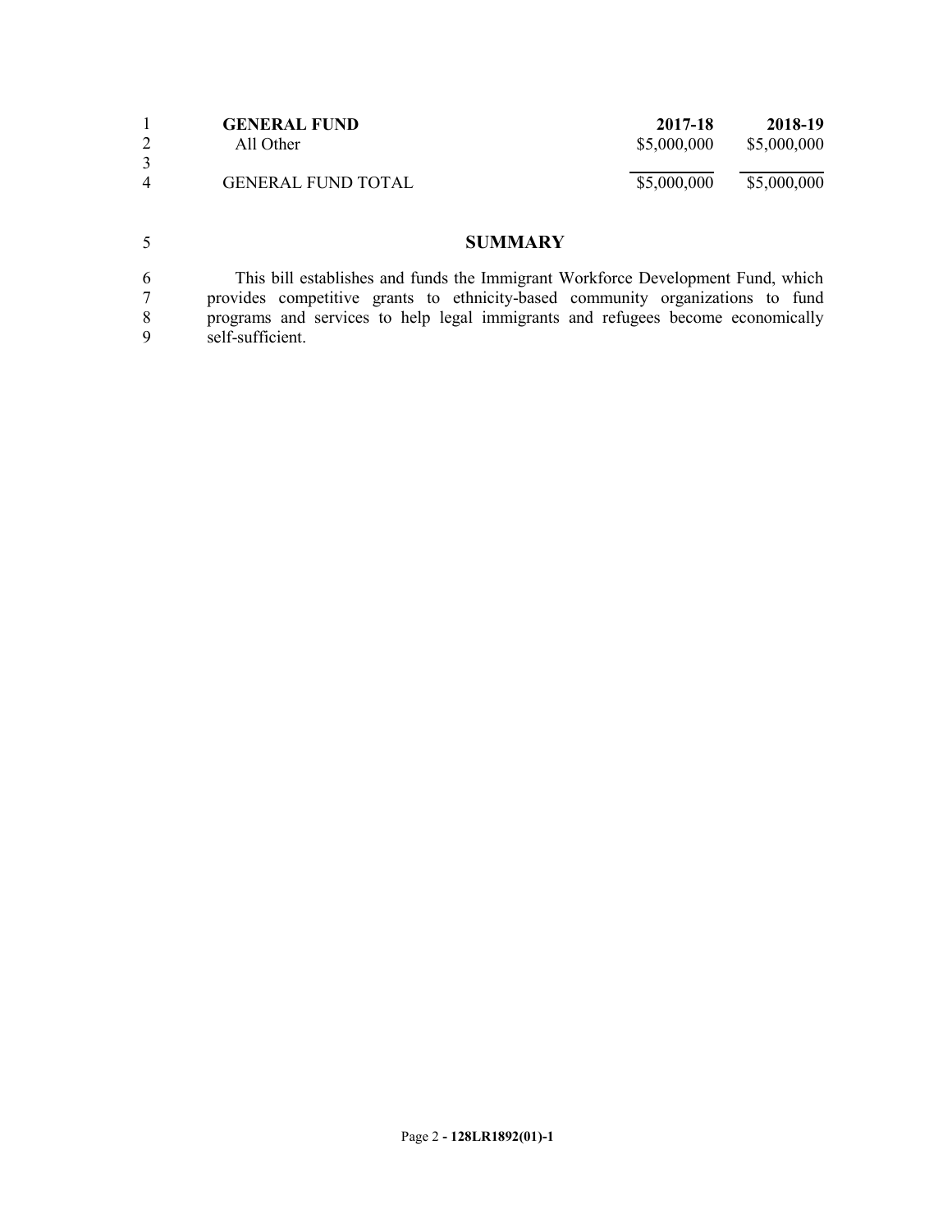| | 2017-18 | 2018-19 |
|---|---|---|
| **GENERAL FUND** | | |
| All Other | $5,000,000 | $5,000,000 |
| | | |
| GENERAL FUND TOTAL | $5,000,000 | $5,000,000 |

## SUMMARY

This bill establishes and funds the Immigrant Workforce Development Fund, which provides competitive grants to ethnicity-based community organizations to fund programs and services to help legal immigrants and refugees become economically self-sufficient.